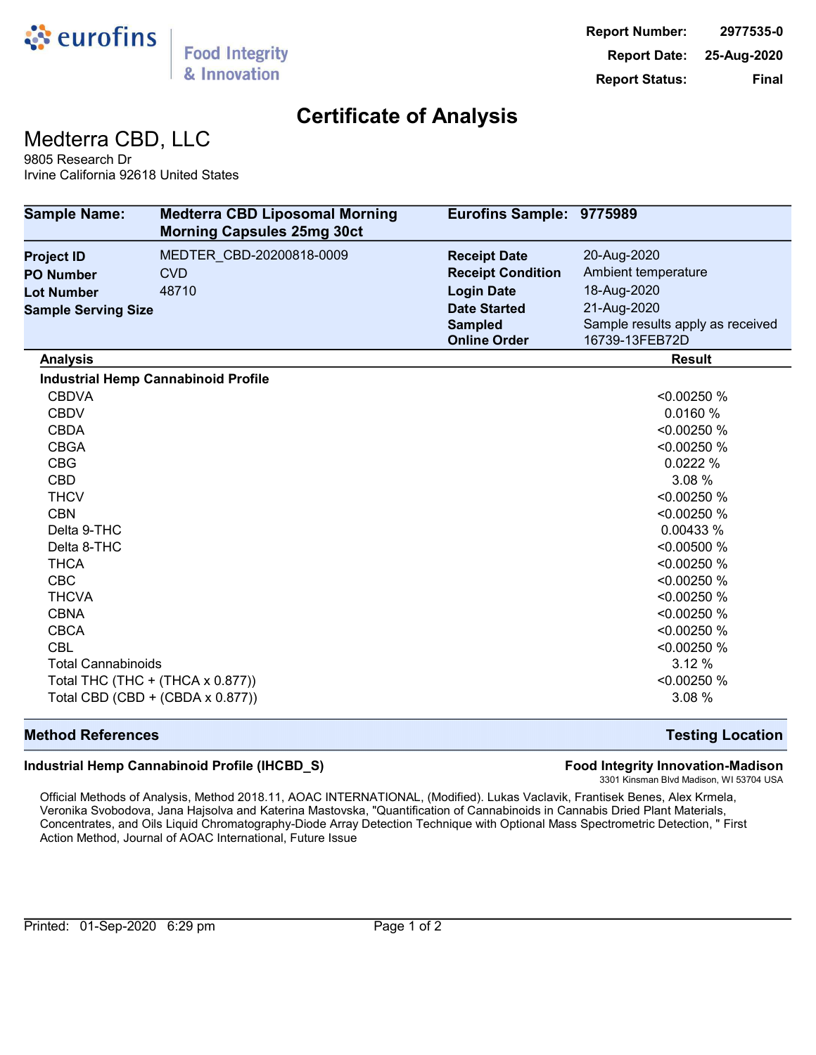eurofins | Food Integrity & Innovation

**Report Number:** 2977535-0
**Report Date:** 25-Aug-2020
**Report Status:** Final

# Certificate of Analysis

## Medterra CBD, LLC

9805 Research Dr
Irvine California 92618 United States

| | | | |
|---|---|---|---|
| **Sample Name:** | **Medterra CBD Liposomal Morning Morning Capsules 25mg 30ct** | **Eurofins Sample:** | **9775989** |
| **Project ID** | MEDTER_CBD-20200818-0009 | **Receipt Date** | 20-Aug-2020 |
| **PO Number** | CVD | **Receipt Condition** | Ambient temperature |
| **Lot Number** | 48710 | **Login Date** | 18-Aug-2020 |
| **Sample Serving Size** | | **Date Started** | 21-Aug-2020 |
| | | **Sampled** | Sample results apply as received |
| | | **Online Order** | 16739-13FEB72D |

| Analysis | Result |
|---|---|
| **Industrial Hemp Cannabinoid Profile** | |
| CBDVA | <0.00250 % |
| CBDV | 0.0160 % |
| CBDA | <0.00250 % |
| CBGA | <0.00250 % |
| CBG | 0.0222 % |
| CBD | 3.08 % |
| THCV | <0.00250 % |
| CBN | <0.00250 % |
| Delta 9-THC | 0.00433 % |
| Delta 8-THC | <0.00500 % |
| THCA | <0.00250 % |
| CBC | <0.00250 % |
| THCVA | <0.00250 % |
| CBNA | <0.00250 % |
| CBCA | <0.00250 % |
| CBL | <0.00250 % |
| Total Cannabinoids | 3.12 % |
| Total THC (THC + (THCA x 0.877)) | <0.00250 % |
| Total CBD (CBD + (CBDA x 0.877)) | 3.08 % |

| **Method References** | **Testing Location** |
|---|---|
| **Industrial Hemp Cannabinoid Profile (IHCBD_S)** | **Food Integrity Innovation-Madison** 3301 Kinsman Blvd Madison, WI 53704 USA |

Official Methods of Analysis, Method 2018.11, AOAC INTERNATIONAL, (Modified). Lukas Vaclavik, Frantisek Benes, Alex Krmela, Veronika Svobodova, Jana Hajsolva and Katerina Mastovska, "Quantification of Cannabinoids in Cannabis Dried Plant Materials, Concentrates, and Oils Liquid Chromatography-Diode Array Detection Technique with Optional Mass Spectrometric Detection, " First Action Method, Journal of AOAC International, Future Issue

Printed: 01-Sep-2020 6:29 pm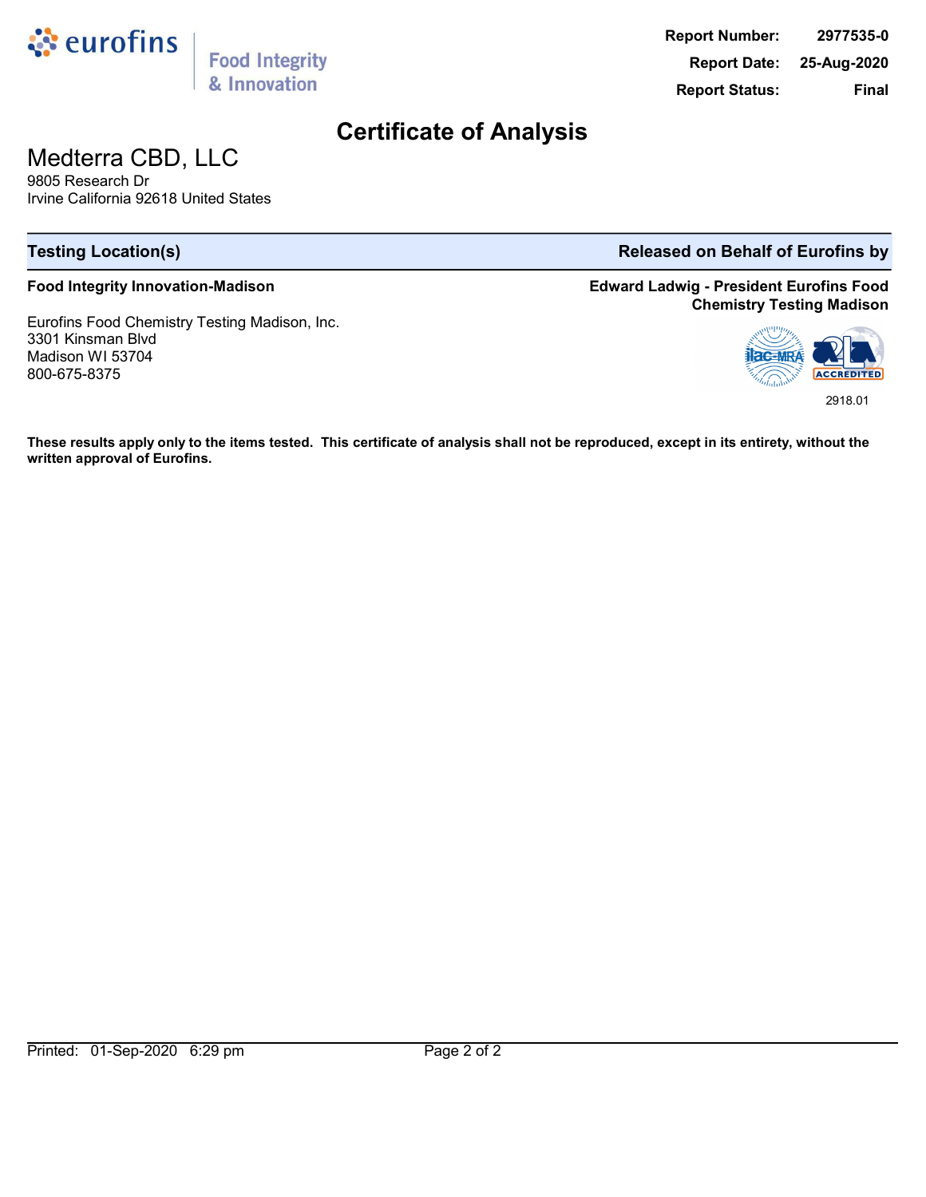**Report Number:** 2977535-0
**Report Date:** 25-Aug-2020
**Report Status:** Final

# Certificate of Analysis

## Medterra CBD, LLC

9805 Research Dr
Irvine California 92618 United States

| Testing Location(s) | Released on Behalf of Eurofins by |
|---|---|
| **Food Integrity Innovation-Madison** | **Edward Ladwig - President Eurofins Food Chemistry Testing Madison** |

Eurofins Food Chemistry Testing Madison, Inc.
3301 Kinsman Blvd
Madison WI 53704
800-675-8375

2918.01

**These results apply only to the items tested. This certificate of analysis shall not be reproduced, except in its entirety, without the written approval of Eurofins.**

Printed: 01-Sep-2020 6:29 pm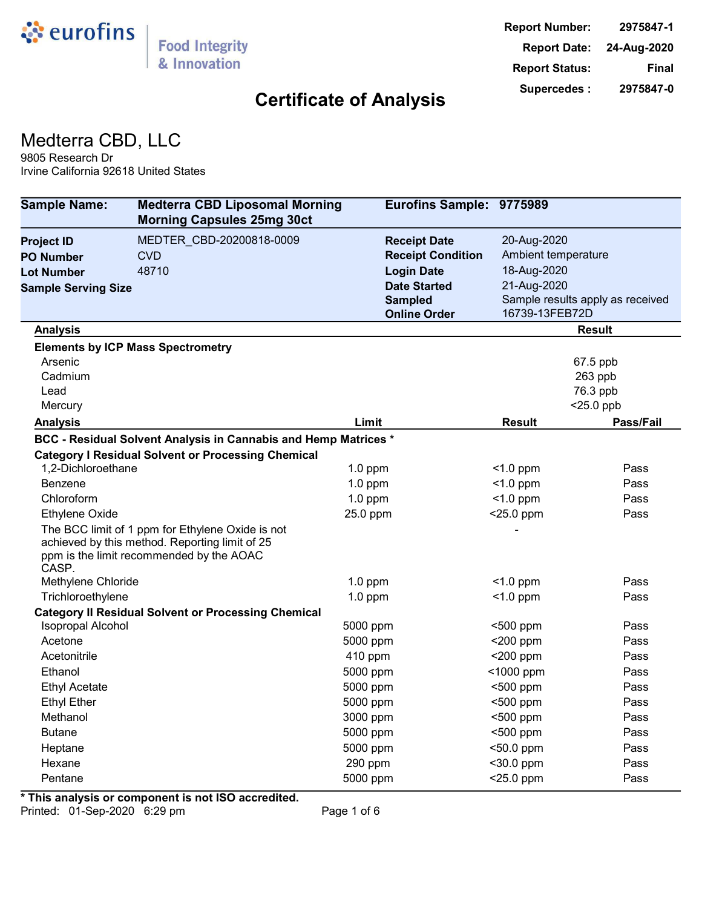**Report Number:** 2975847-1
**Report Date:** 24-Aug-2020
**Report Status:** Final
**Supercedes :** 2975847-0

# Certificate of Analysis

## Medterra CBD, LLC

9805 Research Dr
Irvine California 92618 United States

| | | | |
|---|---|---|---|
| **Sample Name:** | **Medterra CBD Liposomal Morning Morning Capsules 25mg 30ct** | **Eurofins Sample:** | **9775989** |
| **Project ID** | MEDTER_CBD-20200818-0009 | **Receipt Date** | 20-Aug-2020 |
| **PO Number** | CVD | **Receipt Condition** | Ambient temperature |
| **Lot Number** | 48710 | **Login Date** | 18-Aug-2020 |
| **Sample Serving Size** | | **Date Started** | 21-Aug-2020 |
| | | **Sampled** | Sample results apply as received |
| | | **Online Order** | 16739-13FEB72D |

| Analysis | Result |
|---|---|
| **Elements by ICP Mass Spectrometry** | |
| Arsenic | 67.5 ppb |
| Cadmium | 263 ppb |
| Lead | 76.3 ppb |
| Mercury | <25.0 ppb |

| Analysis | Limit | Result | Pass/Fail |
|---|---|---|---|
| **BCC - Residual Solvent Analysis in Cannabis and Hemp Matrices *** | | | |
| **Category I Residual Solvent or Processing Chemical** | | | |
| 1,2-Dichloroethane | 1.0 ppm | <1.0 ppm | Pass |
| Benzene | 1.0 ppm | <1.0 ppm | Pass |
| Chloroform | 1.0 ppm | <1.0 ppm | Pass |
| Ethylene Oxide | 25.0 ppm | <25.0 ppm | Pass |
| The BCC limit of 1 ppm for Ethylene Oxide is not achieved by this method. Reporting limit of 25 ppm is the limit recommended by the AOAC CASP. | | - | |
| Methylene Chloride | 1.0 ppm | <1.0 ppm | Pass |
| Trichloroethylene | 1.0 ppm | <1.0 ppm | Pass |
| **Category II Residual Solvent or Processing Chemical** | | | |
| Isopropal Alcohol | 5000 ppm | <500 ppm | Pass |
| Acetone | 5000 ppm | <200 ppm | Pass |
| Acetonitrile | 410 ppm | <200 ppm | Pass |
| Ethanol | 5000 ppm | <1000 ppm | Pass |
| Ethyl Acetate | 5000 ppm | <500 ppm | Pass |
| Ethyl Ether | 5000 ppm | <500 ppm | Pass |
| Methanol | 3000 ppm | <500 ppm | Pass |
| Butane | 5000 ppm | <500 ppm | Pass |
| Heptane | 5000 ppm | <50.0 ppm | Pass |
| Hexane | 290 ppm | <30.0 ppm | Pass |
| Pentane | 5000 ppm | <25.0 ppm | Pass |

**\* This analysis or component is not ISO accredited.**

Printed: 01-Sep-2020 6:29 pm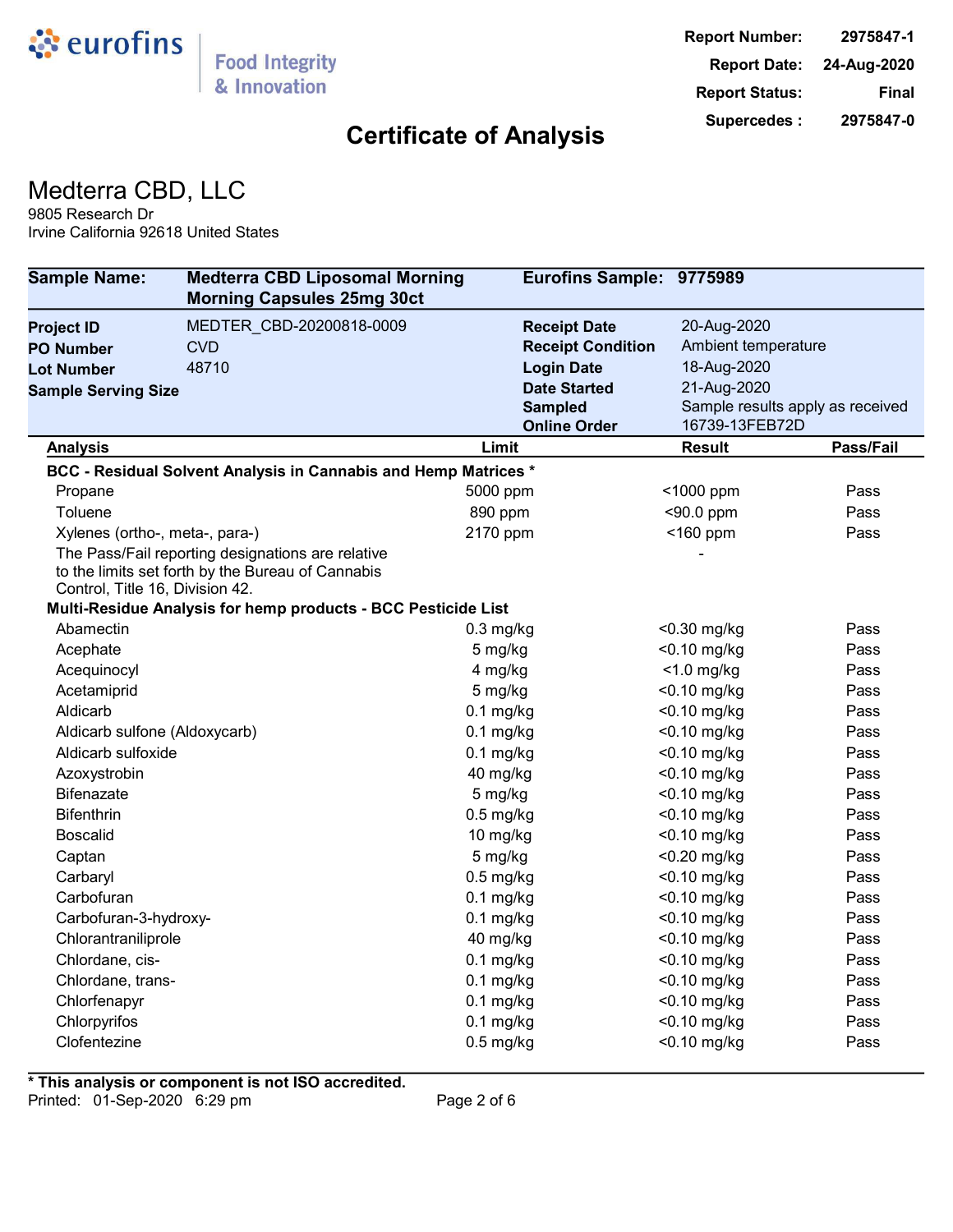eurofins | Food Integrity & Innovation

**Report Number:** 2975847-1
**Report Date:** 24-Aug-2020
**Report Status:** Final
**Supercedes :** 2975847-0

# Certificate of Analysis

## Medterra CBD, LLC

9805 Research Dr
Irvine California 92618 United States

| **Sample Name:** | **Medterra CBD Liposomal Morning Morning Capsules 25mg 30ct** | **Eurofins Sample:** | **9775989** |
|---|---|---|---|
| **Project ID** | MEDTER_CBD-20200818-0009 | **Receipt Date** | 20-Aug-2020 |
| **PO Number** | CVD | **Receipt Condition** | Ambient temperature |
| **Lot Number** | 48710 | **Login Date** | 18-Aug-2020 |
| **Sample Serving Size** | | **Date Started** | 21-Aug-2020 |
| | | **Sampled** | Sample results apply as received |
| | | **Online Order** | 16739-13FEB72D |

| Analysis | Limit | Result | Pass/Fail |
|---|---|---|---|
| **BCC - Residual Solvent Analysis in Cannabis and Hemp Matrices *** | | | |
| Propane | 5000 ppm | <1000 ppm | Pass |
| Toluene | 890 ppm | <90.0 ppm | Pass |
| Xylenes (ortho-, meta-, para-) | 2170 ppm | <160 ppm | Pass |
| The Pass/Fail reporting designations are relative to the limits set forth by the Bureau of Cannabis Control, Title 16, Division 42. | | - | |
| **Multi-Residue Analysis for hemp products - BCC Pesticide List** | | | |
| Abamectin | 0.3 mg/kg | <0.30 mg/kg | Pass |
| Acephate | 5 mg/kg | <0.10 mg/kg | Pass |
| Acequinocyl | 4 mg/kg | <1.0 mg/kg | Pass |
| Acetamiprid | 5 mg/kg | <0.10 mg/kg | Pass |
| Aldicarb | 0.1 mg/kg | <0.10 mg/kg | Pass |
| Aldicarb sulfone (Aldoxycarb) | 0.1 mg/kg | <0.10 mg/kg | Pass |
| Aldicarb sulfoxide | 0.1 mg/kg | <0.10 mg/kg | Pass |
| Azoxystrobin | 40 mg/kg | <0.10 mg/kg | Pass |
| Bifenazate | 5 mg/kg | <0.10 mg/kg | Pass |
| Bifenthrin | 0.5 mg/kg | <0.10 mg/kg | Pass |
| Boscalid | 10 mg/kg | <0.10 mg/kg | Pass |
| Captan | 5 mg/kg | <0.20 mg/kg | Pass |
| Carbaryl | 0.5 mg/kg | <0.10 mg/kg | Pass |
| Carbofuran | 0.1 mg/kg | <0.10 mg/kg | Pass |
| Carbofuran-3-hydroxy- | 0.1 mg/kg | <0.10 mg/kg | Pass |
| Chlorantraniliprole | 40 mg/kg | <0.10 mg/kg | Pass |
| Chlordane, cis- | 0.1 mg/kg | <0.10 mg/kg | Pass |
| Chlordane, trans- | 0.1 mg/kg | <0.10 mg/kg | Pass |
| Chlorfenapyr | 0.1 mg/kg | <0.10 mg/kg | Pass |
| Chlorpyrifos | 0.1 mg/kg | <0.10 mg/kg | Pass |
| Clofentezine | 0.5 mg/kg | <0.10 mg/kg | Pass |

*** This analysis or component is not ISO accredited.**

Printed: 01-Sep-2020 6:29 pm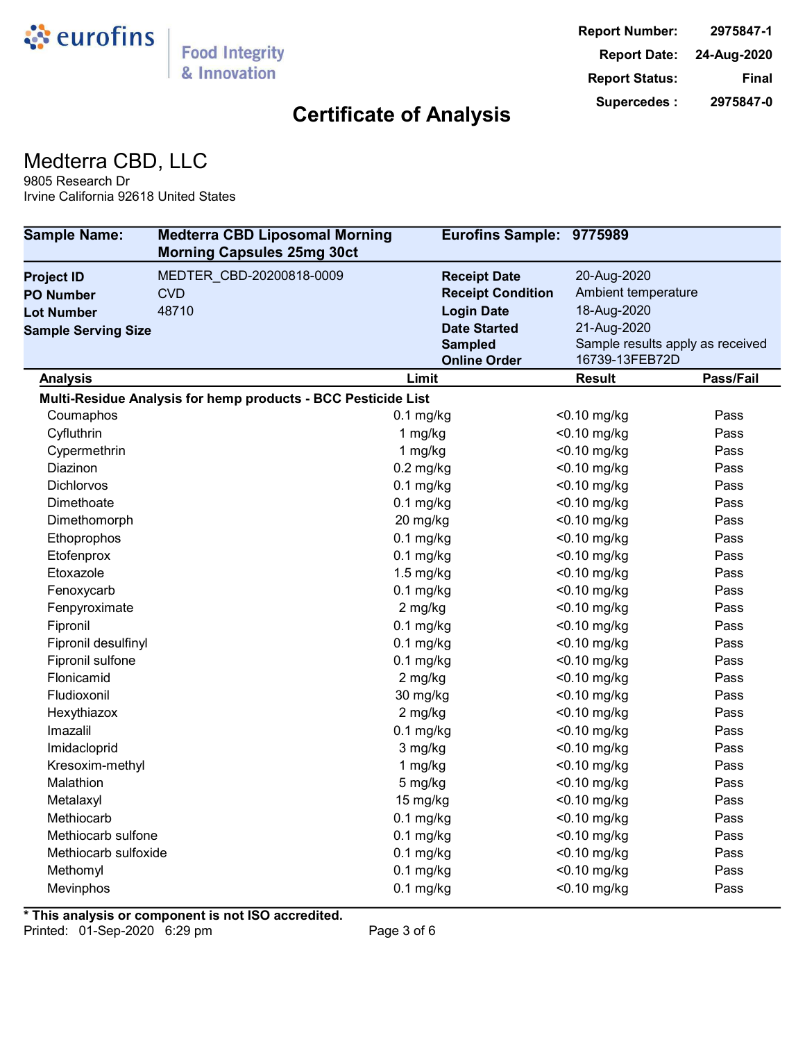| Report Number: | 2975847-1 |
|---|---|
| Report Date: | 24-Aug-2020 |
| Report Status: | Final |
| Supercedes : | 2975847-0 |

# Certificate of Analysis

## Medterra CBD, LLC

9805 Research Dr
Irvine California 92618 United States

| Sample Name: | Medterra CBD Liposomal Morning Morning Capsules 25mg 30ct | Eurofins Sample: | 9775989 |
|---|---|---|---|
| **Project ID** | MEDTER_CBD-20200818-0009 | **Receipt Date** | 20-Aug-2020 |
| **PO Number** | CVD | **Receipt Condition** | Ambient temperature |
| **Lot Number** | 48710 | **Login Date** | 18-Aug-2020 |
| **Sample Serving Size** | | **Date Started** | 21-Aug-2020 |
| | | **Sampled** | Sample results apply as received |
| | | **Online Order** | 16739-13FEB72D |

| Analysis | Limit | Result | Pass/Fail |
|---|---|---|---|
| **Multi-Residue Analysis for hemp products - BCC Pesticide List** | | | |
| Coumaphos | 0.1 mg/kg | <0.10 mg/kg | Pass |
| Cyfluthrin | 1 mg/kg | <0.10 mg/kg | Pass |
| Cypermethrin | 1 mg/kg | <0.10 mg/kg | Pass |
| Diazinon | 0.2 mg/kg | <0.10 mg/kg | Pass |
| Dichlorvos | 0.1 mg/kg | <0.10 mg/kg | Pass |
| Dimethoate | 0.1 mg/kg | <0.10 mg/kg | Pass |
| Dimethomorph | 20 mg/kg | <0.10 mg/kg | Pass |
| Ethoprophos | 0.1 mg/kg | <0.10 mg/kg | Pass |
| Etofenprox | 0.1 mg/kg | <0.10 mg/kg | Pass |
| Etoxazole | 1.5 mg/kg | <0.10 mg/kg | Pass |
| Fenoxycarb | 0.1 mg/kg | <0.10 mg/kg | Pass |
| Fenpyroximate | 2 mg/kg | <0.10 mg/kg | Pass |
| Fipronil | 0.1 mg/kg | <0.10 mg/kg | Pass |
| Fipronil desulfinyl | 0.1 mg/kg | <0.10 mg/kg | Pass |
| Fipronil sulfone | 0.1 mg/kg | <0.10 mg/kg | Pass |
| Flonicamid | 2 mg/kg | <0.10 mg/kg | Pass |
| Fludioxonil | 30 mg/kg | <0.10 mg/kg | Pass |
| Hexythiazox | 2 mg/kg | <0.10 mg/kg | Pass |
| Imazalil | 0.1 mg/kg | <0.10 mg/kg | Pass |
| Imidacloprid | 3 mg/kg | <0.10 mg/kg | Pass |
| Kresoxim-methyl | 1 mg/kg | <0.10 mg/kg | Pass |
| Malathion | 5 mg/kg | <0.10 mg/kg | Pass |
| Metalaxyl | 15 mg/kg | <0.10 mg/kg | Pass |
| Methiocarb | 0.1 mg/kg | <0.10 mg/kg | Pass |
| Methiocarb sulfone | 0.1 mg/kg | <0.10 mg/kg | Pass |
| Methiocarb sulfoxide | 0.1 mg/kg | <0.10 mg/kg | Pass |
| Methomyl | 0.1 mg/kg | <0.10 mg/kg | Pass |
| Mevinphos | 0.1 mg/kg | <0.10 mg/kg | Pass |

**\* This analysis or component is not ISO accredited.**

Printed: 01-Sep-2020 6:29 pm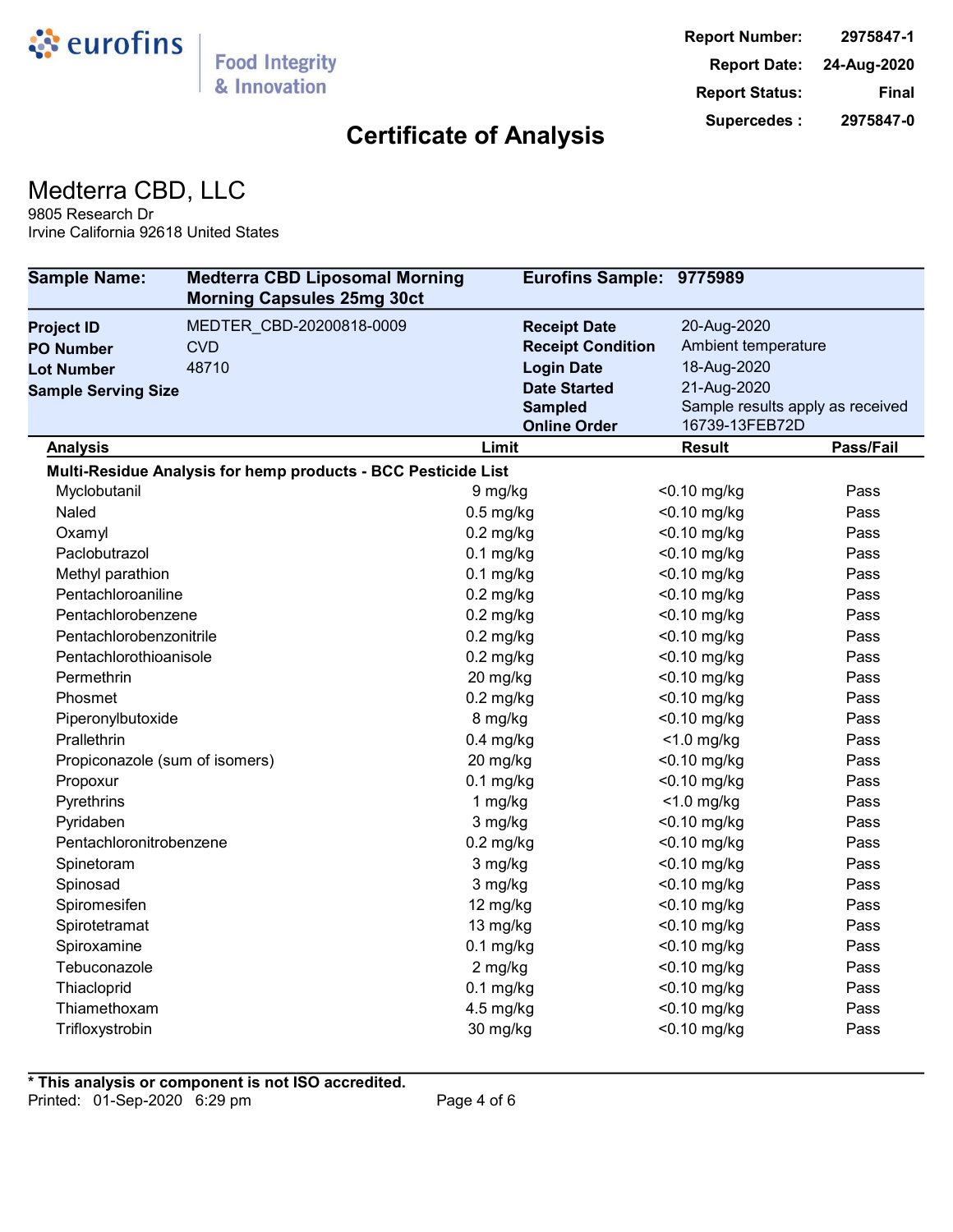eurofins | Food Integrity & Innovation

Report Number: 2975847-1
Report Date: 24-Aug-2020
Report Status: Final
Supercedes : 2975847-0

# Certificate of Analysis

## Medterra CBD, LLC

9805 Research Dr
Irvine California 92618 United States

| | | | |
|---|---|---|---|
| **Sample Name:** | **Medterra CBD Liposomal Morning Morning Capsules 25mg 30ct** | **Eurofins Sample:** | **9775989** |
| **Project ID** | MEDTER_CBD-20200818-0009 | **Receipt Date** | 20-Aug-2020 |
| **PO Number** | CVD | **Receipt Condition** | Ambient temperature |
| **Lot Number** | 48710 | **Login Date** | 18-Aug-2020 |
| **Sample Serving Size** | | **Date Started** | 21-Aug-2020 |
| | | **Sampled** | Sample results apply as received |
| | | **Online Order** | 16739-13FEB72D |

| Analysis | Limit | Result | Pass/Fail |
|---|---|---|---|
| **Multi-Residue Analysis for hemp products - BCC Pesticide List** | | | |
| Myclobutanil | 9 mg/kg | <0.10 mg/kg | Pass |
| Naled | 0.5 mg/kg | <0.10 mg/kg | Pass |
| Oxamyl | 0.2 mg/kg | <0.10 mg/kg | Pass |
| Paclobutrazol | 0.1 mg/kg | <0.10 mg/kg | Pass |
| Methyl parathion | 0.1 mg/kg | <0.10 mg/kg | Pass |
| Pentachloroaniline | 0.2 mg/kg | <0.10 mg/kg | Pass |
| Pentachlorobenzene | 0.2 mg/kg | <0.10 mg/kg | Pass |
| Pentachlorobenzonitrile | 0.2 mg/kg | <0.10 mg/kg | Pass |
| Pentachlorothioanisole | 0.2 mg/kg | <0.10 mg/kg | Pass |
| Permethrin | 20 mg/kg | <0.10 mg/kg | Pass |
| Phosmet | 0.2 mg/kg | <0.10 mg/kg | Pass |
| Piperonylbutoxide | 8 mg/kg | <0.10 mg/kg | Pass |
| Prallethrin | 0.4 mg/kg | <1.0 mg/kg | Pass |
| Propiconazole (sum of isomers) | 20 mg/kg | <0.10 mg/kg | Pass |
| Propoxur | 0.1 mg/kg | <0.10 mg/kg | Pass |
| Pyrethrins | 1 mg/kg | <1.0 mg/kg | Pass |
| Pyridaben | 3 mg/kg | <0.10 mg/kg | Pass |
| Pentachloronitrobenzene | 0.2 mg/kg | <0.10 mg/kg | Pass |
| Spinetoram | 3 mg/kg | <0.10 mg/kg | Pass |
| Spinosad | 3 mg/kg | <0.10 mg/kg | Pass |
| Spiromesifen | 12 mg/kg | <0.10 mg/kg | Pass |
| Spirotetramat | 13 mg/kg | <0.10 mg/kg | Pass |
| Spiroxamine | 0.1 mg/kg | <0.10 mg/kg | Pass |
| Tebuconazole | 2 mg/kg | <0.10 mg/kg | Pass |
| Thiacloprid | 0.1 mg/kg | <0.10 mg/kg | Pass |
| Thiamethoxam | 4.5 mg/kg | <0.10 mg/kg | Pass |
| Trifloxystrobin | 30 mg/kg | <0.10 mg/kg | Pass |

**\* This analysis or component is not ISO accredited.**

Printed: 01-Sep-2020 6:29 pm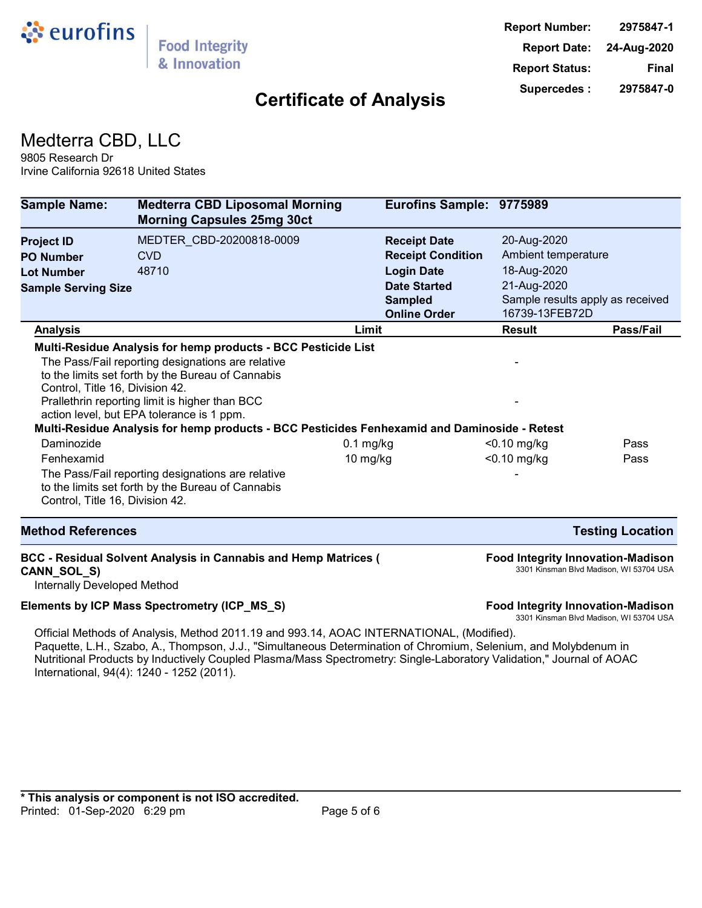**Report Number:** 2975847-1
**Report Date:** 24-Aug-2020
**Report Status:** Final
**Supercedes :** 2975847-0

# Certificate of Analysis

## Medterra CBD, LLC

9805 Research Dr
Irvine California 92618 United States

| Sample Name: | Medterra CBD Liposomal Morning Morning Capsules 25mg 30ct | Eurofins Sample: | 9775989 |
|---|---|---|---|
| **Project ID** | MEDTER_CBD-20200818-0009 | **Receipt Date** | 20-Aug-2020 |
| **PO Number** | CVD | **Receipt Condition** | Ambient temperature |
| **Lot Number** | 48710 | **Login Date** | 18-Aug-2020 |
| **Sample Serving Size** | | **Date Started** | 21-Aug-2020 |
| | | **Sampled** | Sample results apply as received |
| | | **Online Order** | 16739-13FEB72D |

| Analysis | Limit | Result | Pass/Fail |
|---|---|---|---|
| **Multi-Residue Analysis for hemp products - BCC Pesticide List** | | | |
| The Pass/Fail reporting designations are relative to the limits set forth by the Bureau of Cannabis Control, Title 16, Division 42. | | - | |
| Prallethrin reporting limit is higher than BCC action level, but EPA tolerance is 1 ppm. | | - | |
| **Multi-Residue Analysis for hemp products - BCC Pesticides Fenhexamid and Daminoside - Retest** | | | |
| Daminozide | 0.1 mg/kg | <0.10 mg/kg | Pass |
| Fenhexamid | 10 mg/kg | <0.10 mg/kg | Pass |
| The Pass/Fail reporting designations are relative to the limits set forth by the Bureau of Cannabis Control, Title 16, Division 42. | | - | |

| Method References | Testing Location |
|---|---|

**BCC - Residual Solvent Analysis in Cannabis and Hemp Matrices ( CANN_SOL_S)** — **Food Integrity Innovation-Madison**, 3301 Kinsman Blvd Madison, WI 53704 USA

Internally Developed Method

**Elements by ICP Mass Spectrometry (ICP_MS_S)** — **Food Integrity Innovation-Madison**, 3301 Kinsman Blvd Madison, WI 53704 USA

Official Methods of Analysis, Method 2011.19 and 993.14, AOAC INTERNATIONAL, (Modified).
Paquette, L.H., Szabo, A., Thompson, J.J., "Simultaneous Determination of Chromium, Selenium, and Molybdenum in Nutritional Products by Inductively Coupled Plasma/Mass Spectrometry: Single-Laboratory Validation," Journal of AOAC International, 94(4): 1240 - 1252 (2011).

**\* This analysis or component is not ISO accredited.**
Printed: 01-Sep-2020 6:29 pm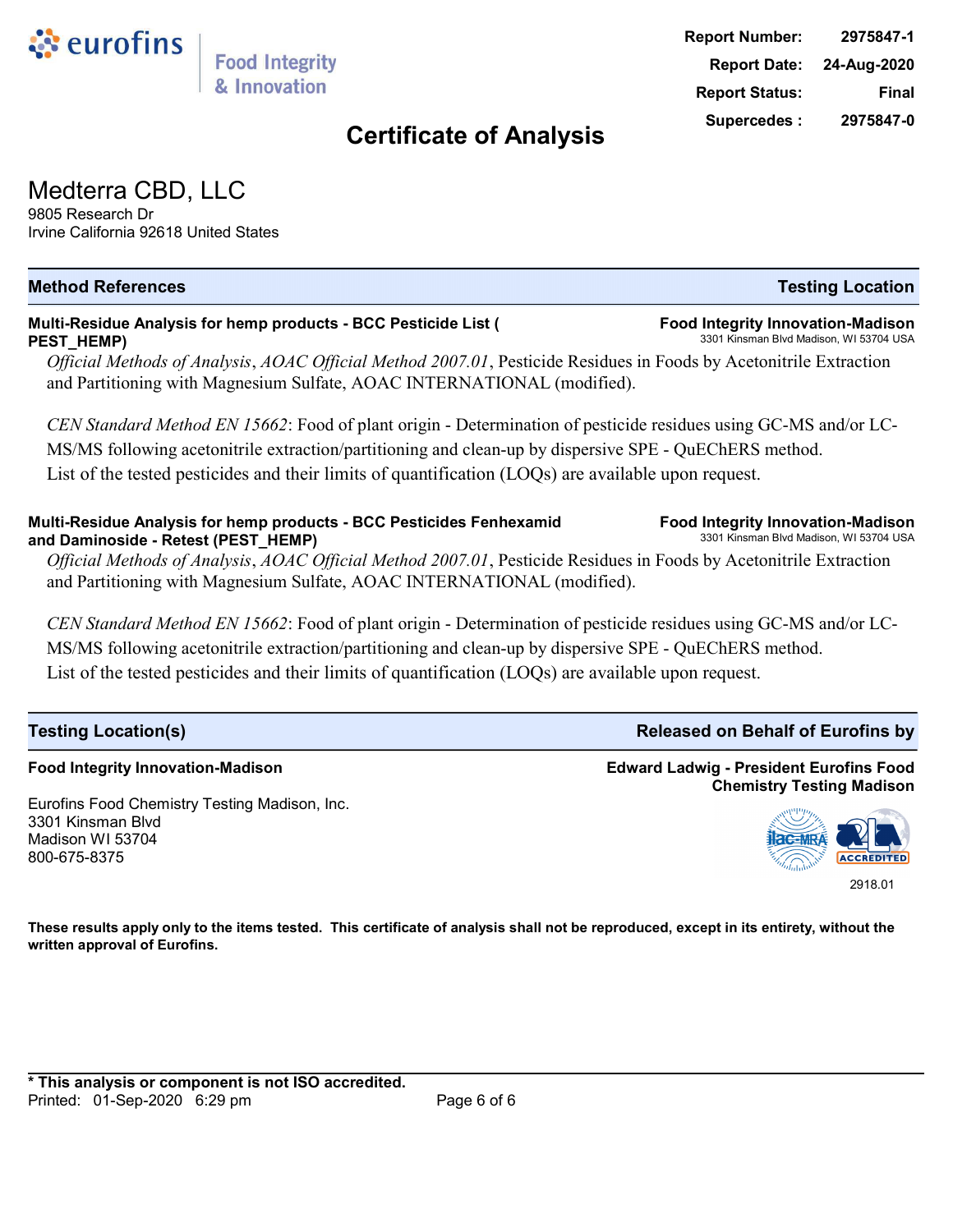**Report Number:** 2975847-1
**Report Date:** 24-Aug-2020
**Report Status:** Final
**Supercedes :** 2975847-0

# Certificate of Analysis

## Medterra CBD, LLC

9805 Research Dr
Irvine California 92618 United States

| Method References | Testing Location |
|---|---|

**Multi-Residue Analysis for hemp products - BCC Pesticide List ( PEST_HEMP)**

**Food Integrity Innovation-Madison**
3301 Kinsman Blvd Madison, WI 53704 USA

*Official Methods of Analysis*, *AOAC Official Method 2007.01*, Pesticide Residues in Foods by Acetonitrile Extraction and Partitioning with Magnesium Sulfate, AOAC INTERNATIONAL (modified).

*CEN Standard Method EN 15662*: Food of plant origin - Determination of pesticide residues using GC-MS and/or LC-MS/MS following acetonitrile extraction/partitioning and clean-up by dispersive SPE - QuEChERS method.
List of the tested pesticides and their limits of quantification (LOQs) are available upon request.

**Multi-Residue Analysis for hemp products - BCC Pesticides Fenhexamid and Daminoside - Retest (PEST_HEMP)**

**Food Integrity Innovation-Madison**
3301 Kinsman Blvd Madison, WI 53704 USA

*Official Methods of Analysis*, *AOAC Official Method 2007.01*, Pesticide Residues in Foods by Acetonitrile Extraction and Partitioning with Magnesium Sulfate, AOAC INTERNATIONAL (modified).

*CEN Standard Method EN 15662*: Food of plant origin - Determination of pesticide residues using GC-MS and/or LC-MS/MS following acetonitrile extraction/partitioning and clean-up by dispersive SPE - QuEChERS method.
List of the tested pesticides and their limits of quantification (LOQs) are available upon request.

| Testing Location(s) | Released on Behalf of Eurofins by |
|---|---|

**Food Integrity Innovation-Madison**

Eurofins Food Chemistry Testing Madison, Inc.
3301 Kinsman Blvd
Madison WI 53704
800-675-8375

**Edward Ladwig - President Eurofins Food Chemistry Testing Madison**

2918.01

**These results apply only to the items tested. This certificate of analysis shall not be reproduced, except in its entirety, without the written approval of Eurofins.**

**\* This analysis or component is not ISO accredited.**
Printed: 01-Sep-2020 6:29 pm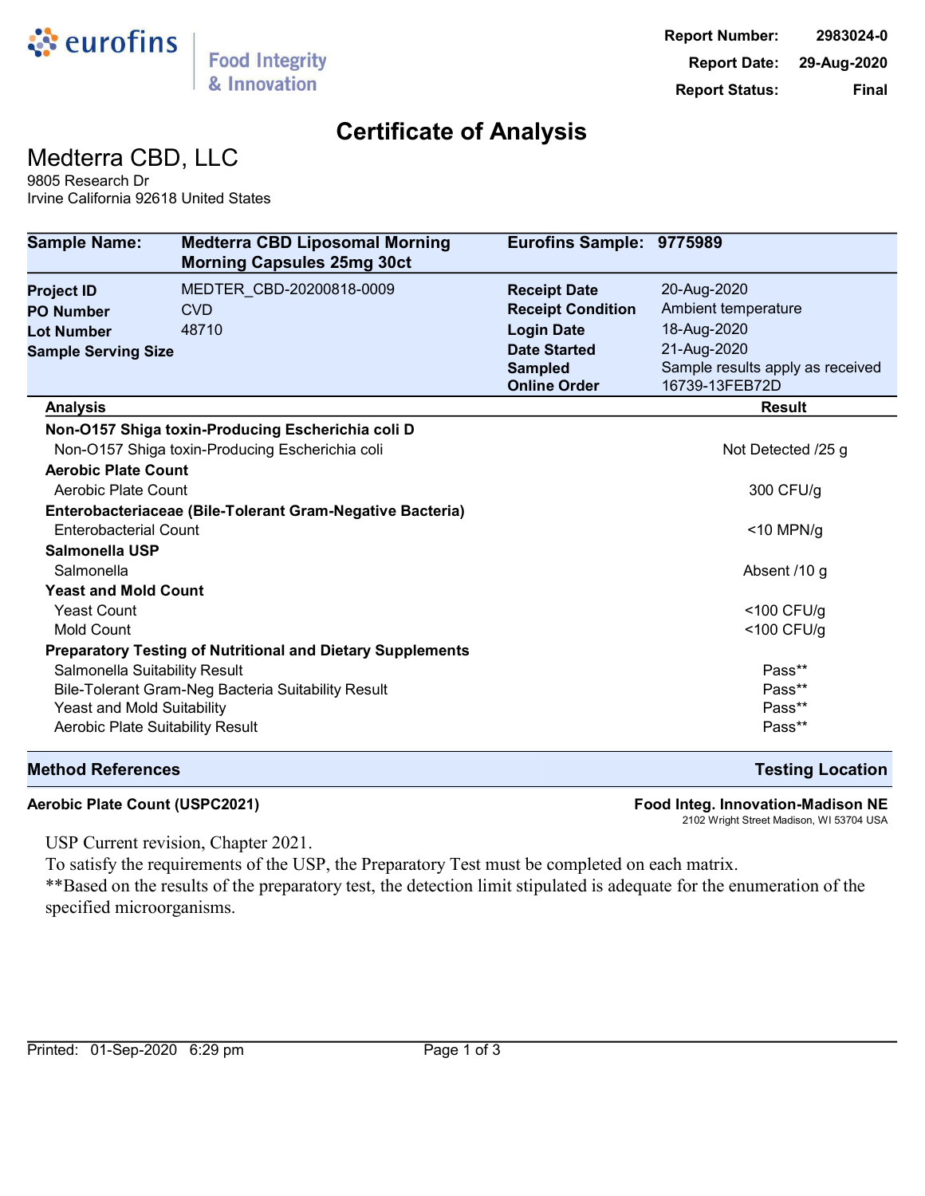eurofins | Food Integrity & Innovation

| | |
|---|---|
| **Report Number:** | 2983024-0 |
| **Report Date:** | 29-Aug-2020 |
| **Report Status:** | Final |

# Certificate of Analysis

## Medterra CBD, LLC

9805 Research Dr
Irvine California 92618 United States

| | | | |
|---|---|---|---|
| **Sample Name:** | **Medterra CBD Liposomal Morning Morning Capsules 25mg 30ct** | **Eurofins Sample:** | **9775989** |
| **Project ID** | MEDTER_CBD-20200818-0009 | **Receipt Date** | 20-Aug-2020 |
| **PO Number** | CVD | **Receipt Condition** | Ambient temperature |
| **Lot Number** | 48710 | **Login Date** | 18-Aug-2020 |
| **Sample Serving Size** | | **Date Started** | 21-Aug-2020 |
| | | **Sampled** | Sample results apply as received |
| | | **Online Order** | 16739-13FEB72D |

| Analysis | Result |
|---|---|
| **Non-O157 Shiga toxin-Producing Escherichia coli D** | |
| Non-O157 Shiga toxin-Producing Escherichia coli | Not Detected /25 g |
| **Aerobic Plate Count** | |
| Aerobic Plate Count | 300 CFU/g |
| **Enterobacteriaceae (Bile-Tolerant Gram-Negative Bacteria)** | |
| Enterobacterial Count | <10 MPN/g |
| **Salmonella USP** | |
| Salmonella | Absent /10 g |
| **Yeast and Mold Count** | |
| Yeast Count | <100 CFU/g |
| Mold Count | <100 CFU/g |
| **Preparatory Testing of Nutritional and Dietary Supplements** | |
| Salmonella Suitability Result | Pass** |
| Bile-Tolerant Gram-Neg Bacteria Suitability Result | Pass** |
| Yeast and Mold Suitability | Pass** |
| Aerobic Plate Suitability Result | Pass** |

| Method References | Testing Location |
|---|---|
| **Aerobic Plate Count (USPC2021)** | **Food Integ. Innovation-Madison NE** 2102 Wright Street Madison, WI 53704 USA |

USP Current revision, Chapter 2021.
To satisfy the requirements of the USP, the Preparatory Test must be completed on each matrix.
**Based on the results of the preparatory test, the detection limit stipulated is adequate for the enumeration of the specified microorganisms.

Printed: 01-Sep-2020 6:29 pm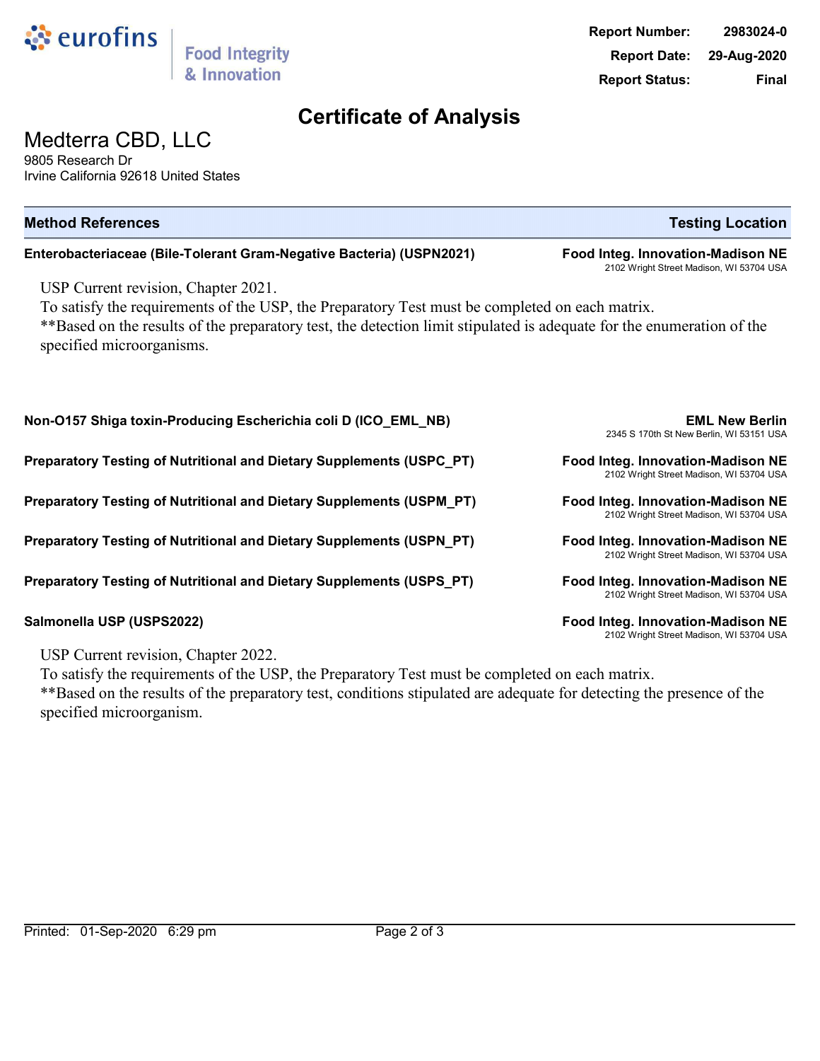Report Number: 2983024-0
Report Date: 29-Aug-2020
Report Status: Final

# Certificate of Analysis

## Medterra CBD, LLC

9805 Research Dr
Irvine California 92618 United States

| Method References | Testing Location |
|---|---|
| **Enterobacteriaceae (Bile-Tolerant Gram-Negative Bacteria) (USPN2021)** | **Food Integ. Innovation-Madison NE** 2102 Wright Street Madison, WI 53704 USA |

USP Current revision, Chapter 2021.
To satisfy the requirements of the USP, the Preparatory Test must be completed on each matrix.
**Based on the results of the preparatory test, the detection limit stipulated is adequate for the enumeration of the specified microorganisms.

| Method References | Testing Location |
|---|---|
| **Non-O157 Shiga toxin-Producing Escherichia coli D (ICO_EML_NB)** | **EML New Berlin** 2345 S 170th St New Berlin, WI 53151 USA |
| **Preparatory Testing of Nutritional and Dietary Supplements (USPC_PT)** | **Food Integ. Innovation-Madison NE** 2102 Wright Street Madison, WI 53704 USA |
| **Preparatory Testing of Nutritional and Dietary Supplements (USPM_PT)** | **Food Integ. Innovation-Madison NE** 2102 Wright Street Madison, WI 53704 USA |
| **Preparatory Testing of Nutritional and Dietary Supplements (USPN_PT)** | **Food Integ. Innovation-Madison NE** 2102 Wright Street Madison, WI 53704 USA |
| **Preparatory Testing of Nutritional and Dietary Supplements (USPS_PT)** | **Food Integ. Innovation-Madison NE** 2102 Wright Street Madison, WI 53704 USA |
| **Salmonella USP (USPS2022)** | **Food Integ. Innovation-Madison NE** 2102 Wright Street Madison, WI 53704 USA |

USP Current revision, Chapter 2022.
To satisfy the requirements of the USP, the Preparatory Test must be completed on each matrix.
**Based on the results of the preparatory test, conditions stipulated are adequate for detecting the presence of the specified microorganism.

Printed: 01-Sep-2020 6:29 pm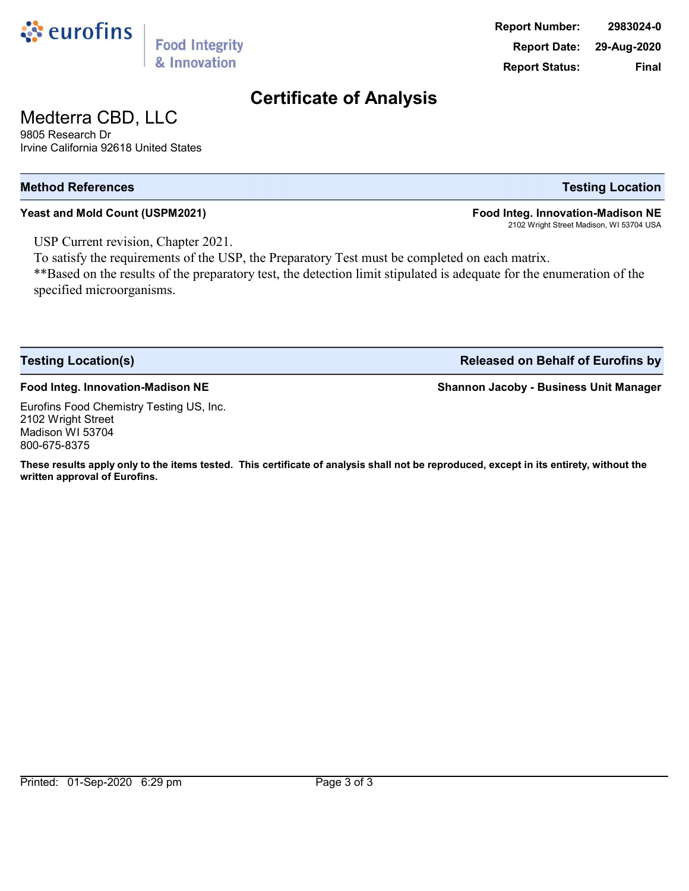eurofins | Food Integrity & Innovation

**Report Number:** 2983024-0
**Report Date:** 29-Aug-2020
**Report Status:** Final

# Certificate of Analysis

## Medterra CBD, LLC

9805 Research Dr
Irvine California 92618 United States

| Method References | Testing Location |
| --- | --- |
| **Yeast and Mold Count (USPM2021)** | **Food Integ. Innovation-Madison NE** 2102 Wright Street Madison, WI 53704 USA |

USP Current revision, Chapter 2021.
To satisfy the requirements of the USP, the Preparatory Test must be completed on each matrix.
**Based on the results of the preparatory test, the detection limit stipulated is adequate for the enumeration of the specified microorganisms.

| Testing Location(s) | Released on Behalf of Eurofins by |
| --- | --- |
| **Food Integ. Innovation-Madison NE** | **Shannon Jacoby - Business Unit Manager** |

Eurofins Food Chemistry Testing US, Inc.
2102 Wright Street
Madison WI 53704
800-675-8375

**These results apply only to the items tested. This certificate of analysis shall not be reproduced, except in its entirety, without the written approval of Eurofins.**

Printed: 01-Sep-2020 6:29 pm